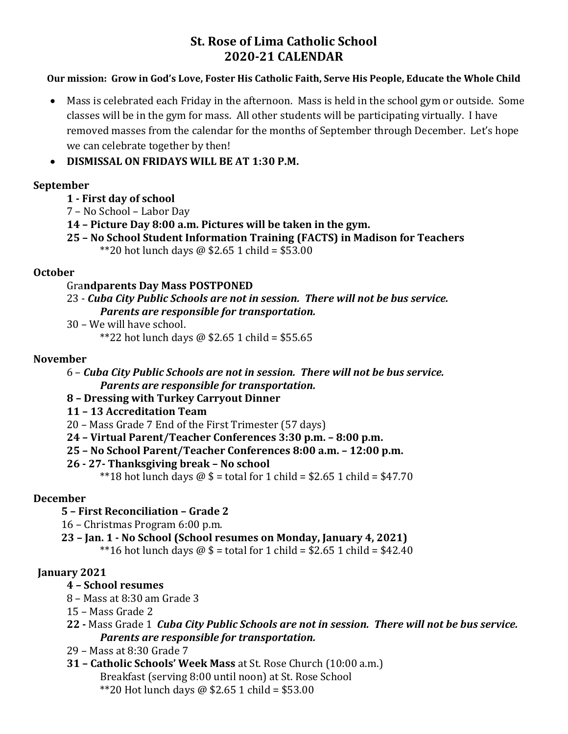# St. Rose of Lima Catholic School
# 2020-21 CALENDAR

**Our mission: Grow in God's Love, Foster His Catholic Faith, Serve His People, Educate the Whole Child**

- Mass is celebrated each Friday in the afternoon. Mass is held in the school gym or outside. Some classes will be in the gym for mass. All other students will be participating virtually. I have removed masses from the calendar for the months of September through December. Let's hope we can celebrate together by then!
- **DISMISSAL ON FRIDAYS WILL BE AT 1:30 P.M.**

**September**

- **1 - First day of school**
- 7 – No School – Labor Day
- **14 – Picture Day 8:00 a.m. Pictures will be taken in the gym.**
- **25 – No School Student Information Training (FACTS) in Madison for Teachers**
  - **20 hot lunch days @ $2.65 1 child = $53.00

**October**

- Gra**ndparents Day Mass POSTPONED**
- 23 - ***Cuba City Public Schools are not in session. There will not be bus service. Parents are responsible for transportation.***
- 30 – We will have school.
  - **22 hot lunch days @ $2.65 1 child = $55.65

**November**

- 6 – ***Cuba City Public Schools are not in session. There will not be bus service. Parents are responsible for transportation.***
- **8 – Dressing with Turkey Carryout Dinner**
- **11 – 13 Accreditation Team**
- 20 – Mass Grade 7 End of the First Trimester (57 days)
- **24 – Virtual Parent/Teacher Conferences 3:30 p.m. – 8:00 p.m.**
- **25 – No School Parent/Teacher Conferences 8:00 a.m. – 12:00 p.m.**
- **26 - 27- Thanksgiving break – No school**
  - **18 hot lunch days @ $ = total for 1 child = $2.65 1 child = $47.70

**December**

- **5 – First Reconciliation – Grade 2**
- 16 – Christmas Program 6:00 p.m.
- **23 – Jan. 1 - No School (School resumes on Monday, January 4, 2021)**
  - **16 hot lunch days @ $ = total for 1 child = $2.65 1 child = $42.40

**January 2021**

- **4 – School resumes**
- 8 – Mass at 8:30 am Grade 3
- 15 – Mass Grade 2
- **22 -** Mass Grade 1 ***Cuba City Public Schools are not in session. There will not be bus service. Parents are responsible for transportation.***
- 29 – Mass at 8:30 Grade 7
- **31 – Catholic Schools' Week Mass** at St. Rose Church (10:00 a.m.)
  - Breakfast (serving 8:00 until noon) at St. Rose School
  - **20 Hot lunch days @ $2.65 1 child = $53.00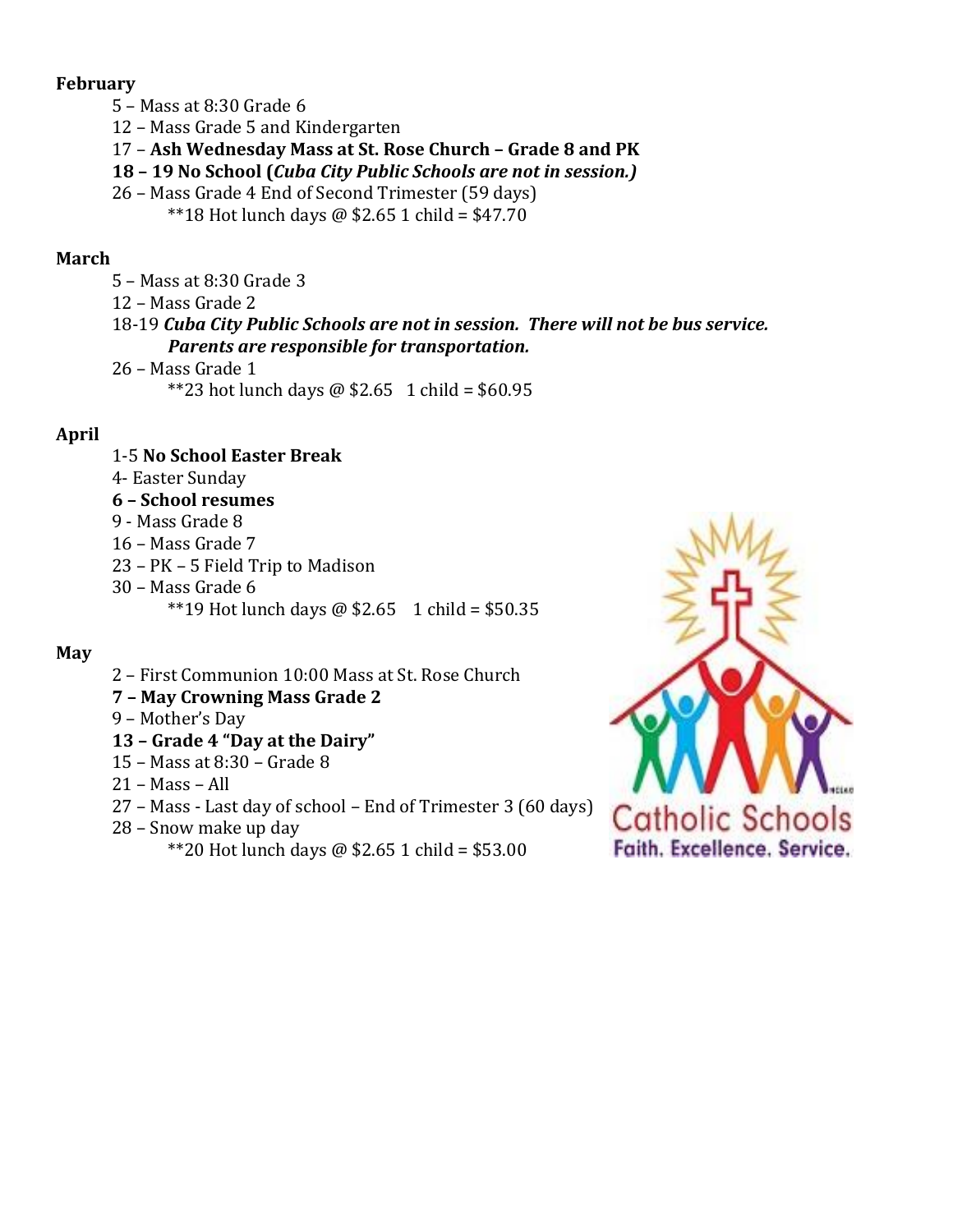**February**

5 – Mass at 8:30 Grade 6

12 – Mass Grade 5 and Kindergarten

17 – **Ash Wednesday Mass at St. Rose Church – Grade 8 and PK**

**18 – 19 No School (*Cuba City Public Schools are not in session.)***

26 – Mass Grade 4 End of Second Trimester (59 days)

**18 Hot lunch days @ $2.65 1 child = $47.70

**March**

5 – Mass at 8:30 Grade 3

12 – Mass Grade 2

18-19 ***Cuba City Public Schools are not in session. There will not be bus service. Parents are responsible for transportation.***

26 – Mass Grade 1

**23 hot lunch days @ $2.65 1 child = $60.95

**April**

1-5 **No School Easter Break**

4- Easter Sunday

**6 – School resumes**

9 - Mass Grade 8

16 – Mass Grade 7

23 – PK – 5 Field Trip to Madison

30 – Mass Grade 6

**19 Hot lunch days @ $2.65 1 child = $50.35

**May**

2 – First Communion 10:00 Mass at St. Rose Church

**7 – May Crowning Mass Grade 2**

9 – Mother's Day

**13 – Grade 4 "Day at the Dairy"**

15 – Mass at 8:30 – Grade 8

21 – Mass – All

27 – Mass - Last day of school – End of Trimester 3 (60 days)

28 – Snow make up day

**20 Hot lunch days @ $2.65 1 child = $53.00

Catholic Schools
Faith. Excellence. Service.